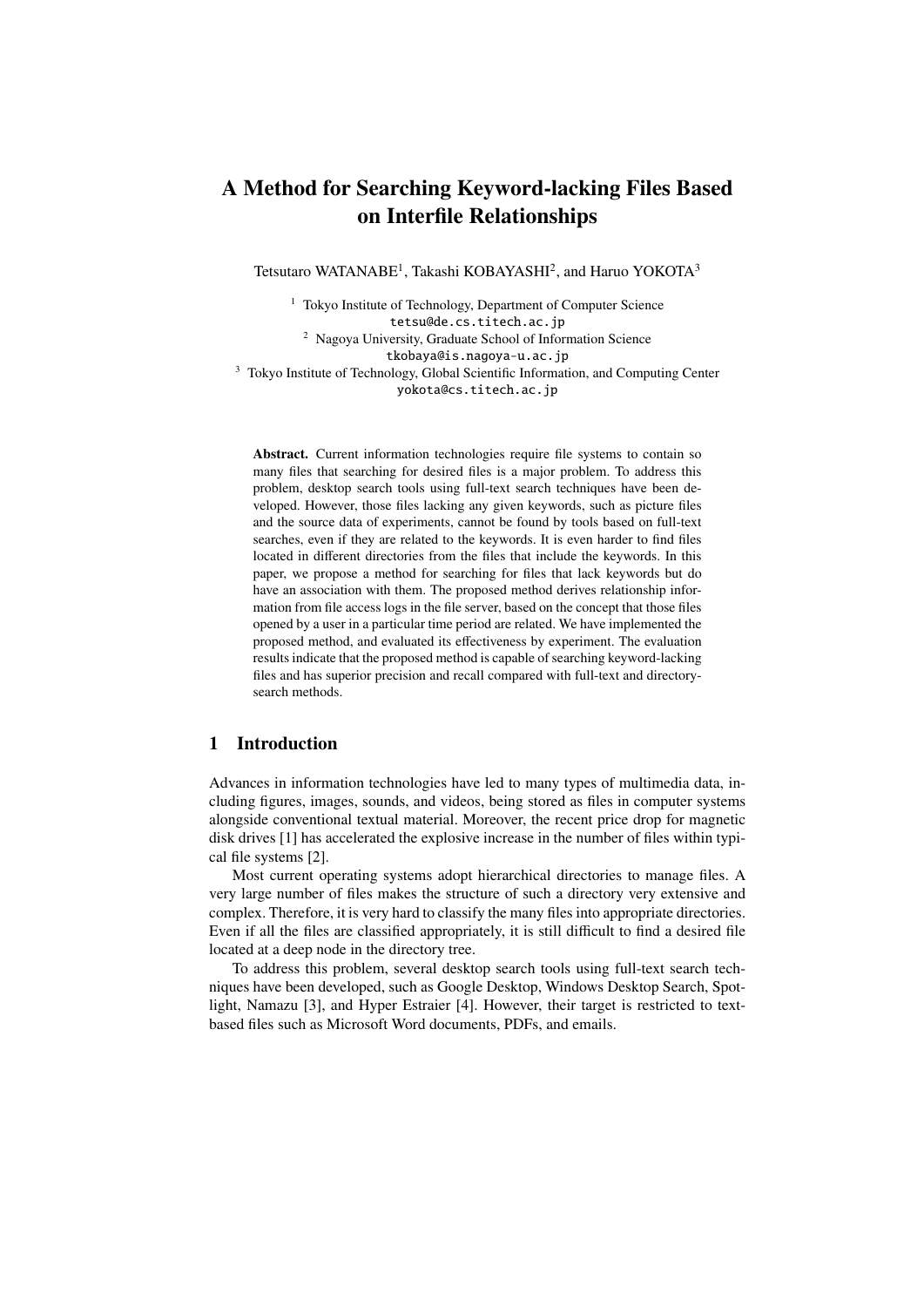# A Method for Searching Keyword-lacking Files Based on Interfile Relationships

Tetsutaro WATANABE[1], Takashi KOBAYASHI[2], and Haruo YOKOTA[3]

[1] Tokyo Institute of Technology, Department of Computer Science
tetsu@de.cs.titech.ac.jp
[2] Nagoya University, Graduate School of Information Science
tkobaya@is.nagoya-u.ac.jp
[3] Tokyo Institute of Technology, Global Scientific Information, and Computing Center
yokota@cs.titech.ac.jp

**Abstract.** Current information technologies require file systems to contain so many files that searching for desired files is a major problem. To address this problem, desktop search tools using full-text search techniques have been developed. However, those files lacking any given keywords, such as picture files and the source data of experiments, cannot be found by tools based on full-text searches, even if they are related to the keywords. It is even harder to find files located in different directories from the files that include the keywords. In this paper, we propose a method for searching for files that lack keywords but do have an association with them. The proposed method derives relationship information from file access logs in the file server, based on the concept that those files opened by a user in a particular time period are related. We have implemented the proposed method, and evaluated its effectiveness by experiment. The evaluation results indicate that the proposed method is capable of searching keyword-lacking files and has superior precision and recall compared with full-text and directory-search methods.

## 1 Introduction

Advances in information technologies have led to many types of multimedia data, including figures, images, sounds, and videos, being stored as files in computer systems alongside conventional textual material. Moreover, the recent price drop for magnetic disk drives [1] has accelerated the explosive increase in the number of files within typical file systems [2].

Most current operating systems adopt hierarchical directories to manage files. A very large number of files makes the structure of such a directory very extensive and complex. Therefore, it is very hard to classify the many files into appropriate directories. Even if all the files are classified appropriately, it is still difficult to find a desired file located at a deep node in the directory tree.

To address this problem, several desktop search tools using full-text search techniques have been developed, such as Google Desktop, Windows Desktop Search, Spotlight, Namazu [3], and Hyper Estraier [4]. However, their target is restricted to text-based files such as Microsoft Word documents, PDFs, and emails.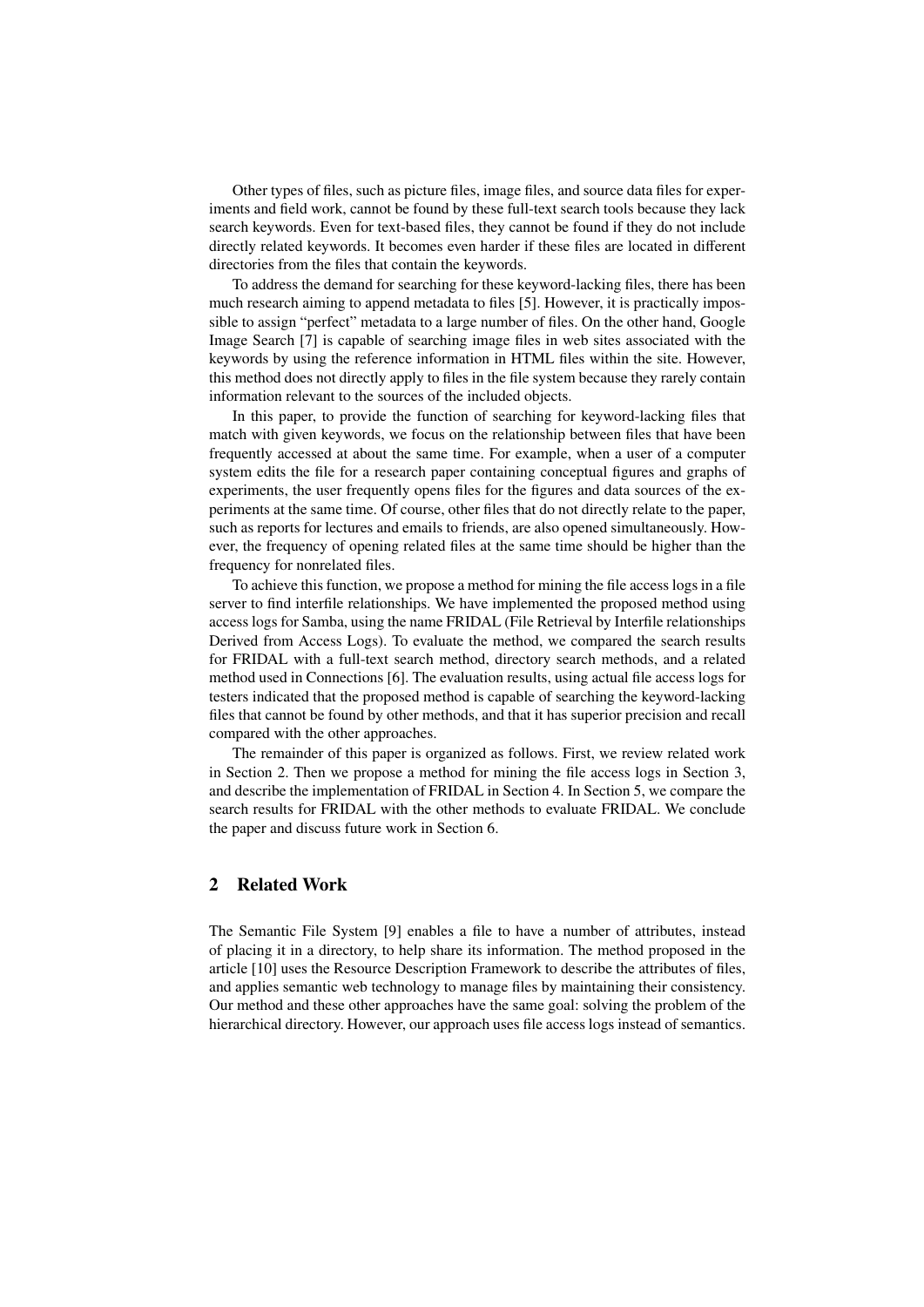Other types of files, such as picture files, image files, and source data files for experiments and field work, cannot be found by these full-text search tools because they lack search keywords. Even for text-based files, they cannot be found if they do not include directly related keywords. It becomes even harder if these files are located in different directories from the files that contain the keywords.

To address the demand for searching for these keyword-lacking files, there has been much research aiming to append metadata to files [5]. However, it is practically impossible to assign "perfect" metadata to a large number of files. On the other hand, Google Image Search [7] is capable of searching image files in web sites associated with the keywords by using the reference information in HTML files within the site. However, this method does not directly apply to files in the file system because they rarely contain information relevant to the sources of the included objects.

In this paper, to provide the function of searching for keyword-lacking files that match with given keywords, we focus on the relationship between files that have been frequently accessed at about the same time. For example, when a user of a computer system edits the file for a research paper containing conceptual figures and graphs of experiments, the user frequently opens files for the figures and data sources of the experiments at the same time. Of course, other files that do not directly relate to the paper, such as reports for lectures and emails to friends, are also opened simultaneously. However, the frequency of opening related files at the same time should be higher than the frequency for nonrelated files.

To achieve this function, we propose a method for mining the file access logs in a file server to find interfile relationships. We have implemented the proposed method using access logs for Samba, using the name FRIDAL (File Retrieval by Interfile relationships Derived from Access Logs). To evaluate the method, we compared the search results for FRIDAL with a full-text search method, directory search methods, and a related method used in Connections [6]. The evaluation results, using actual file access logs for testers indicated that the proposed method is capable of searching the keyword-lacking files that cannot be found by other methods, and that it has superior precision and recall compared with the other approaches.

The remainder of this paper is organized as follows. First, we review related work in Section 2. Then we propose a method for mining the file access logs in Section 3, and describe the implementation of FRIDAL in Section 4. In Section 5, we compare the search results for FRIDAL with the other methods to evaluate FRIDAL. We conclude the paper and discuss future work in Section 6.

## 2 Related Work

The Semantic File System [9] enables a file to have a number of attributes, instead of placing it in a directory, to help share its information. The method proposed in the article [10] uses the Resource Description Framework to describe the attributes of files, and applies semantic web technology to manage files by maintaining their consistency. Our method and these other approaches have the same goal: solving the problem of the hierarchical directory. However, our approach uses file access logs instead of semantics.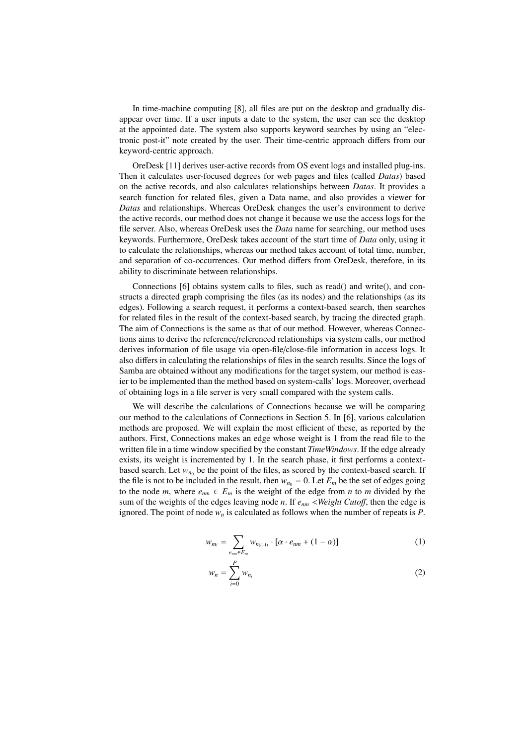In time-machine computing [8], all files are put on the desktop and gradually disappear over time. If a user inputs a date to the system, the user can see the desktop at the appointed date. The system also supports keyword searches by using an "electronic post-it" note created by the user. Their time-centric approach differs from our keyword-centric approach.

OreDesk [11] derives user-active records from OS event logs and installed plug-ins. Then it calculates user-focused degrees for web pages and files (called *Datas*) based on the active records, and also calculates relationships between *Datas*. It provides a search function for related files, given a Data name, and also provides a viewer for *Datas* and relationships. Whereas OreDesk changes the user's environment to derive the active records, our method does not change it because we use the access logs for the file server. Also, whereas OreDesk uses the *Data* name for searching, our method uses keywords. Furthermore, OreDesk takes account of the start time of *Data* only, using it to calculate the relationships, whereas our method takes account of total time, number, and separation of co-occurrences. Our method differs from OreDesk, therefore, in its ability to discriminate between relationships.

Connections [6] obtains system calls to files, such as read() and write(), and constructs a directed graph comprising the files (as its nodes) and the relationships (as its edges). Following a search request, it performs a context-based search, then searches for related files in the result of the context-based search, by tracing the directed graph. The aim of Connections is the same as that of our method. However, whereas Connections aims to derive the reference/referenced relationships via system calls, our method derives information of file usage via open-file/close-file information in access logs. It also differs in calculating the relationships of files in the search results. Since the logs of Samba are obtained without any modifications for the target system, our method is easier to be implemented than the method based on system-calls' logs. Moreover, overhead of obtaining logs in a file server is very small compared with the system calls.

We will describe the calculations of Connections because we will be comparing our method to the calculations of Connections in Section 5. In [6], various calculation methods are proposed. We will explain the most efficient of these, as reported by the authors. First, Connections makes an edge whose weight is 1 from the read file to the written file in a time window specified by the constant *TimeWindows*. If the edge already exists, its weight is incremented by 1. In the search phase, it first performs a context-based search. Let $w_{n_0}$ be the point of the files, as scored by the context-based search. If the file is not to be included in the result, then $w_{n_0} = 0$. Let $E_m$ be the set of edges going to the node $m$, where $e_{nm} \in E_m$ is the weight of the edge from $n$ to $m$ divided by the sum of the weights of the edges leaving node $n$. If $e_{nm} <$ *Weight Cutoff*, then the edge is ignored. The point of node $w_n$ is calculated as follows when the number of repeats is $P$.

$$w_{m_i} = \sum_{e_{nm} \in E_m} w_{n_{(i-1)}} \cdot [\alpha \cdot e_{nm} + (1 - \alpha)] \tag{1}$$

$$w_n = \sum_{i=0}^{P} w_{n_i} \tag{2}$$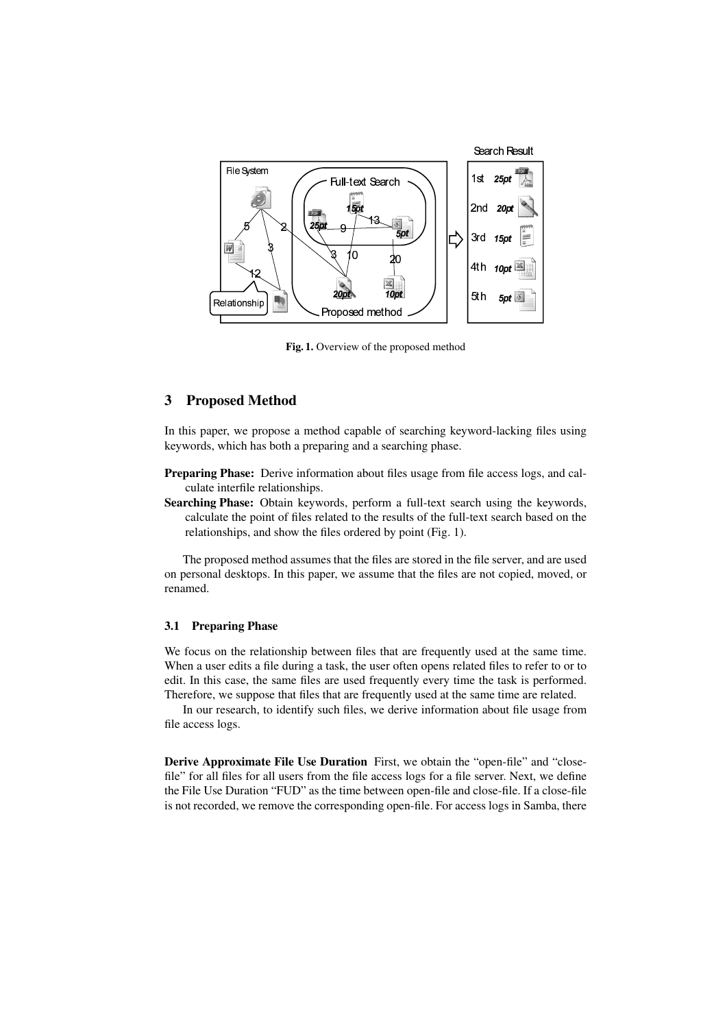**Fig. 1.** Overview of the proposed method

## 3 Proposed Method

In this paper, we propose a method capable of searching keyword-lacking files using keywords, which has both a preparing and a searching phase.

**Preparing Phase:** Derive information about files usage from file access logs, and calculate interfile relationships.

**Searching Phase:** Obtain keywords, perform a full-text search using the keywords, calculate the point of files related to the results of the full-text search based on the relationships, and show the files ordered by point (Fig. 1).

The proposed method assumes that the files are stored in the file server, and are used on personal desktops. In this paper, we assume that the files are not copied, moved, or renamed.

### 3.1 Preparing Phase

We focus on the relationship between files that are frequently used at the same time. When a user edits a file during a task, the user often opens related files to refer to or to edit. In this case, the same files are used frequently every time the task is performed. Therefore, we suppose that files that are frequently used at the same time are related.

In our research, to identify such files, we derive information about file usage from file access logs.

**Derive Approximate File Use Duration** First, we obtain the "open-file" and "close-file" for all files for all users from the file access logs for a file server. Next, we define the File Use Duration "FUD" as the time between open-file and close-file. If a close-file is not recorded, we remove the corresponding open-file. For access logs in Samba, there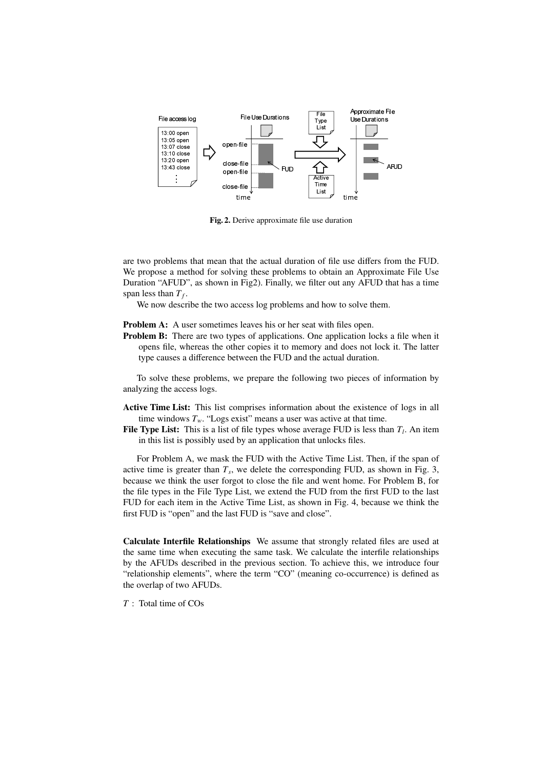Fig. 2. Derive approximate file use duration

are two problems that mean that the actual duration of file use differs from the FUD. We propose a method for solving these problems to obtain an Approximate File Use Duration "AFUD", as shown in Fig2). Finally, we filter out any AFUD that has a time span less than $T_f$.

We now describe the two access log problems and how to solve them.

**Problem A:** A user sometimes leaves his or her seat with files open.

**Problem B:** There are two types of applications. One application locks a file when it opens file, whereas the other copies it to memory and does not lock it. The latter type causes a difference between the FUD and the actual duration.

To solve these problems, we prepare the following two pieces of information by analyzing the access logs.

**Active Time List:** This list comprises information about the existence of logs in all time windows $T_w$. "Logs exist" means a user was active at that time.

**File Type List:** This is a list of file types whose average FUD is less than $T_l$. An item in this list is possibly used by an application that unlocks files.

For Problem A, we mask the FUD with the Active Time List. Then, if the span of active time is greater than $T_s$, we delete the corresponding FUD, as shown in Fig. 3, because we think the user forgot to close the file and went home. For Problem B, for the file types in the File Type List, we extend the FUD from the first FUD to the last FUD for each item in the Active Time List, as shown in Fig. 4, because we think the first FUD is "open" and the last FUD is "save and close".

**Calculate Interfile Relationships** We assume that strongly related files are used at the same time when executing the same task. We calculate the interfile relationships by the AFUDs described in the previous section. To achieve this, we introduce four "relationship elements", where the term "CO" (meaning co-occurrence) is defined as the overlap of two AFUDs.

$T$ : Total time of COs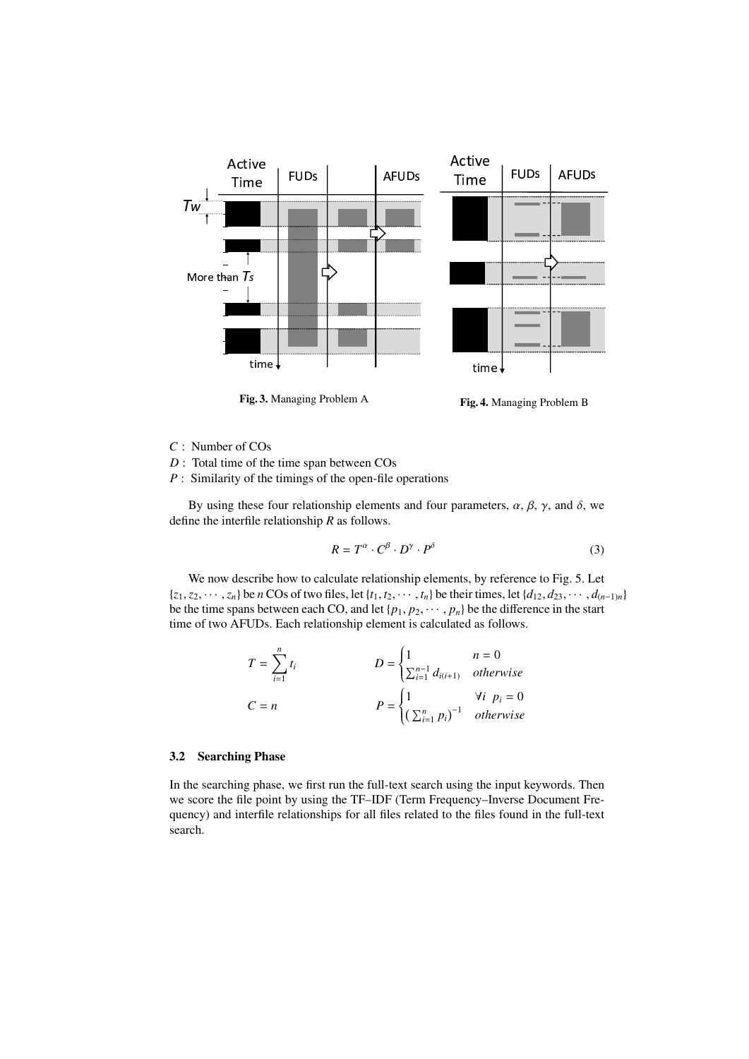Fig. 3. Managing Problem A

Fig. 4. Managing Problem B

$C$ : Number of COs

$D$ : Total time of the time span between COs

$P$ : Similarity of the timings of the open-file operations

By using these four relationship elements and four parameters, $\alpha$, $\beta$, $\gamma$, and $\delta$, we define the interfile relationship $R$ as follows.

$$R = T^{\alpha} \cdot C^{\beta} \cdot D^{\gamma} \cdot P^{\delta} \tag{3}$$

We now describe how to calculate relationship elements, by reference to Fig. 5. Let $\{z_1, z_2, \cdots, z_n\}$ be $n$ COs of two files, let $\{t_1, t_2, \cdots, t_n\}$ be their times, let $\{d_{12}, d_{23}, \cdots, d_{(n-1)n}\}$ be the time spans between each CO, and let $\{p_1, p_2, \cdots, p_n\}$ be the difference in the start time of two AFUDs. Each relationship element is calculated as follows.

$$T = \sum_{i=1}^{n} t_i \qquad D = \begin{cases} 1 & n = 0 \\ \sum_{i=1}^{n-1} d_{i(i+1)} & otherwise \end{cases}$$

$$C = n \qquad P = \begin{cases} 1 & \forall i \;\; p_i = 0 \\ \left(\sum_{i=1}^{n} p_i\right)^{-1} & otherwise \end{cases}$$

### 3.2 Searching Phase

In the searching phase, we first run the full-text search using the input keywords. Then we score the file point by using the TF–IDF (Term Frequency–Inverse Document Frequency) and interfile relationships for all files related to the files found in the full-text search.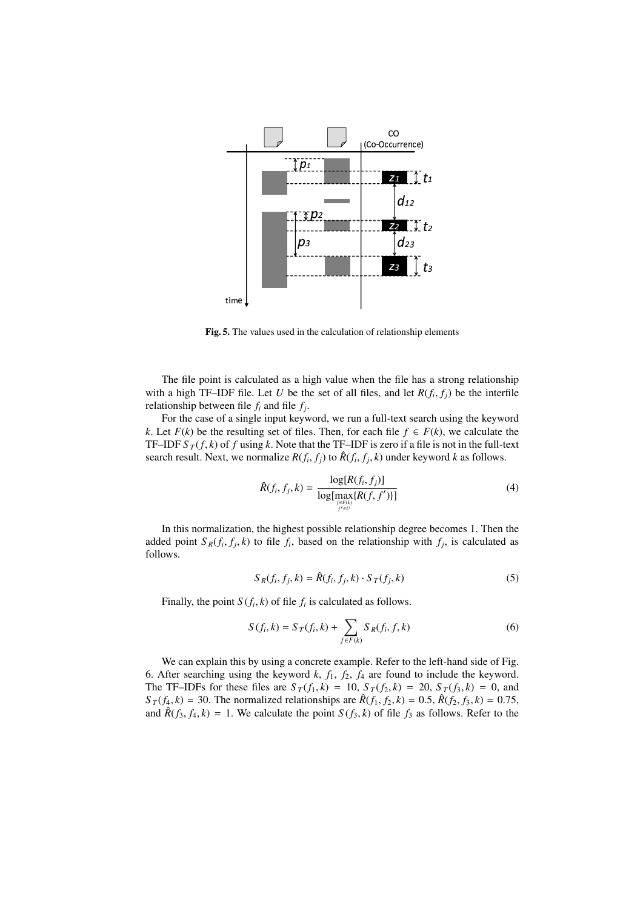**Fig. 5.** The values used in the calculation of relationship elements

The file point is calculated as a high value when the file has a strong relationship with a high TF–IDF file. Let $U$ be the set of all files, and let $R(f_i, f_j)$ be the interfile relationship between file $f_i$ and file $f_j$.

For the case of a single input keyword, we run a full-text search using the keyword $k$. Let $F(k)$ be the resulting set of files. Then, for each file $f \in F(k)$, we calculate the TF–IDF $S_T(f, k)$ of $f$ using $k$. Note that the TF–IDF is zero if a file is not in the full-text search result. Next, we normalize $R(f_i, f_j)$ to $\hat{R}(f_i, f_j, k)$ under keyword $k$ as follows.

$$\hat{R}(f_i, f_j, k) = \frac{\log[R(f_i, f_j)]}{\log[\max_{\substack{f \in F(k) \\ f' \in U}}\{R(f, f')\}]} \tag{4}$$

In this normalization, the highest possible relationship degree becomes 1. Then the added point $S_R(f_i, f_j, k)$ to file $f_i$, based on the relationship with $f_j$, is calculated as follows.

$$S_R(f_i, f_j, k) = \hat{R}(f_i, f_j, k) \cdot S_T(f_j, k) \tag{5}$$

Finally, the point $S(f_i, k)$ of file $f_i$ is calculated as follows.

$$S(f_i, k) = S_T(f_i, k) + \sum_{f \in F(k)} S_R(f_i, f, k) \tag{6}$$

We can explain this by using a concrete example. Refer to the left-hand side of Fig. 6. After searching using the keyword $k$, $f_1$, $f_2$, $f_4$ are found to include the keyword. The TF–IDFs for these files are $S_T(f_1, k) = 10$, $S_T(f_2, k) = 20$, $S_T(f_3, k) = 0$, and $S_T(f_4, k) = 30$. The normalized relationships are $\hat{R}(f_1, f_2, k) = 0.5$, $\hat{R}(f_2, f_3, k) = 0.75$, and $\hat{R}(f_3, f_4, k) = 1$. We calculate the point $S(f_3, k)$ of file $f_3$ as follows. Refer to the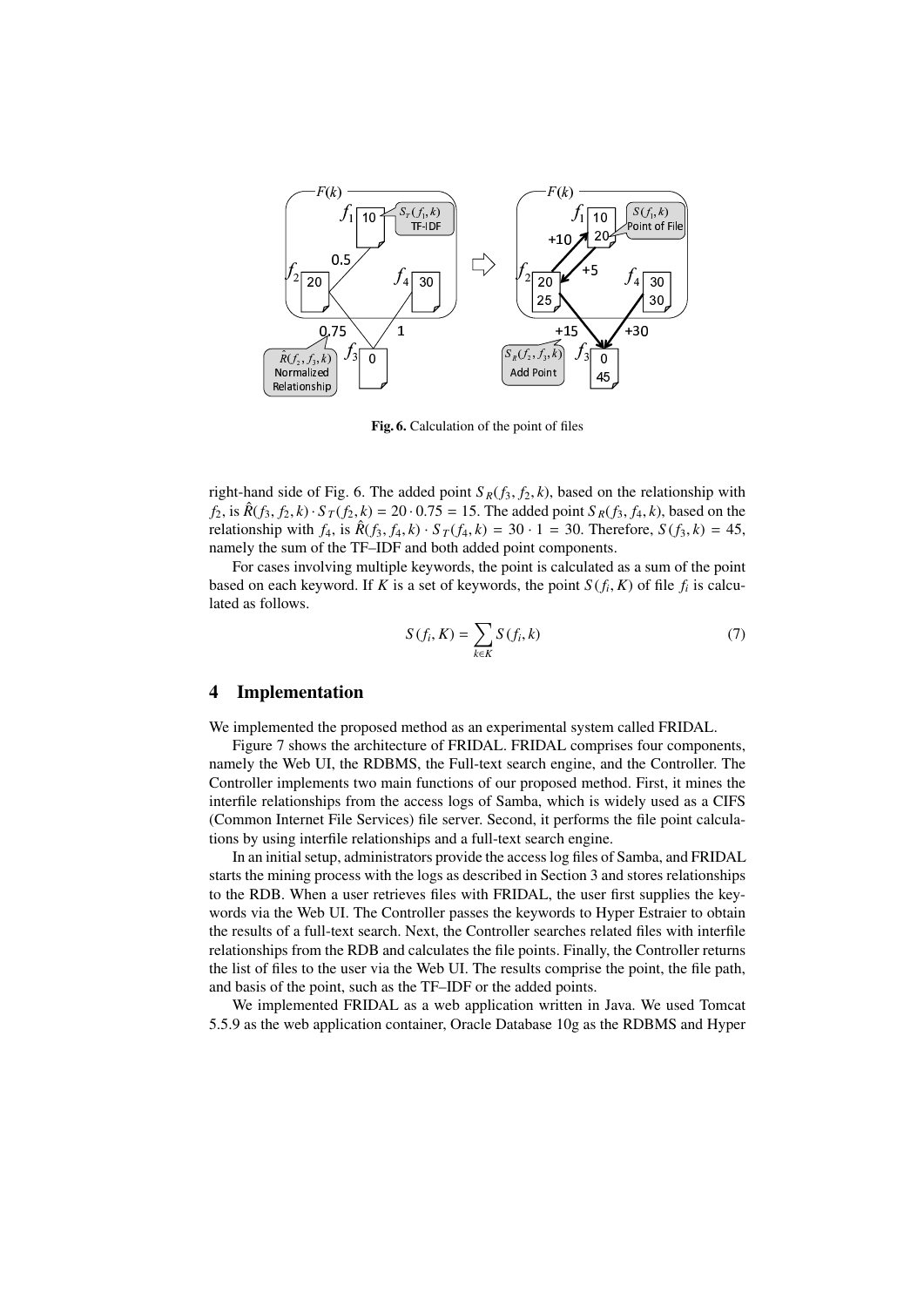Fig. 6. Calculation of the point of files

right-hand side of Fig. 6. The added point $S_R(f_3, f_2, k)$, based on the relationship with $f_2$, is $\hat{R}(f_3, f_2, k) \cdot S_T(f_2, k) = 20 \cdot 0.75 = 15$. The added point $S_R(f_3, f_4, k)$, based on the relationship with $f_4$, is $\hat{R}(f_3, f_4, k) \cdot S_T(f_4, k) = 30 \cdot 1 = 30$. Therefore, $S(f_3, k) = 45$, namely the sum of the TF–IDF and both added point components.

For cases involving multiple keywords, the point is calculated as a sum of the point based on each keyword. If $K$ is a set of keywords, the point $S(f_i, K)$ of file $f_i$ is calculated as follows.

$$S(f_i, K) = \sum_{k \in K} S(f_i, k) \tag{7}$$

## 4 Implementation

We implemented the proposed method as an experimental system called FRIDAL.

Figure 7 shows the architecture of FRIDAL. FRIDAL comprises four components, namely the Web UI, the RDBMS, the Full-text search engine, and the Controller. The Controller implements two main functions of our proposed method. First, it mines the interfile relationships from the access logs of Samba, which is widely used as a CIFS (Common Internet File Services) file server. Second, it performs the file point calculations by using interfile relationships and a full-text search engine.

In an initial setup, administrators provide the access log files of Samba, and FRIDAL starts the mining process with the logs as described in Section 3 and stores relationships to the RDB. When a user retrieves files with FRIDAL, the user first supplies the keywords via the Web UI. The Controller passes the keywords to Hyper Estraier to obtain the results of a full-text search. Next, the Controller searches related files with interfile relationships from the RDB and calculates the file points. Finally, the Controller returns the list of files to the user via the Web UI. The results comprise the point, the file path, and basis of the point, such as the TF–IDF or the added points.

We implemented FRIDAL as a web application written in Java. We used Tomcat 5.5.9 as the web application container, Oracle Database 10g as the RDBMS and Hyper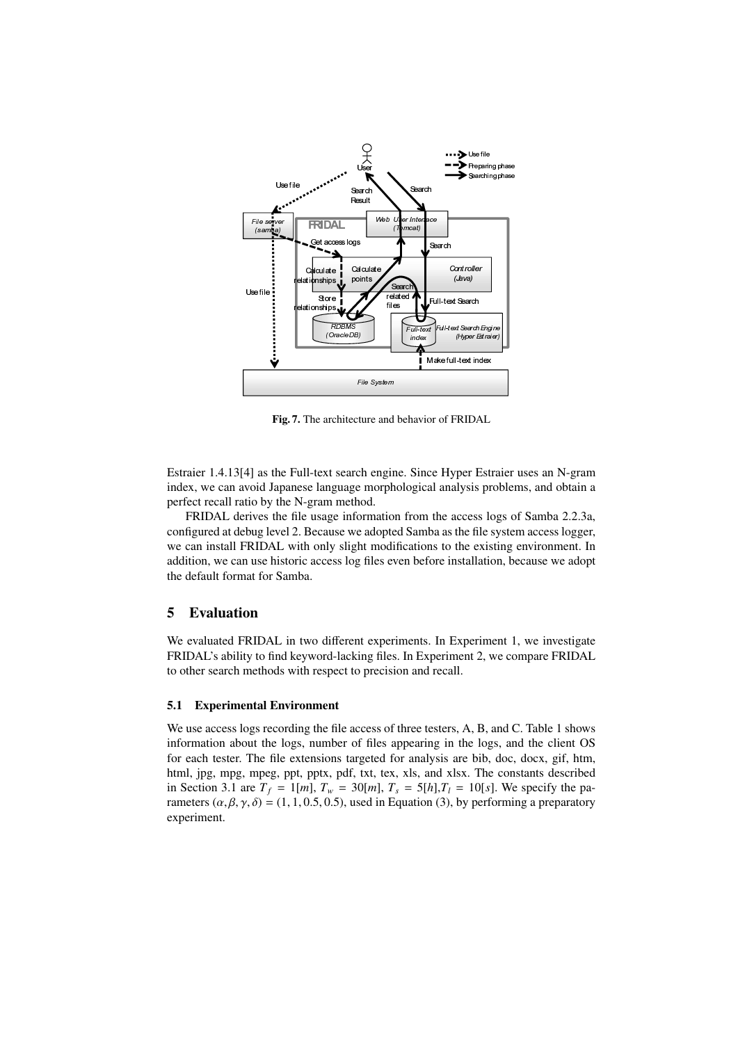Fig. 7. The architecture and behavior of FRIDAL

Estraier 1.4.13[4] as the Full-text search engine. Since Hyper Estraier uses an N-gram index, we can avoid Japanese language morphological analysis problems, and obtain a perfect recall ratio by the N-gram method.

FRIDAL derives the file usage information from the access logs of Samba 2.2.3a, configured at debug level 2. Because we adopted Samba as the file system access logger, we can install FRIDAL with only slight modifications to the existing environment. In addition, we can use historic access log files even before installation, because we adopt the default format for Samba.

## 5 Evaluation

We evaluated FRIDAL in two different experiments. In Experiment 1, we investigate FRIDAL's ability to find keyword-lacking files. In Experiment 2, we compare FRIDAL to other search methods with respect to precision and recall.

### 5.1 Experimental Environment

We use access logs recording the file access of three testers, A, B, and C. Table 1 shows information about the logs, number of files appearing in the logs, and the client OS for each tester. The file extensions targeted for analysis are bib, doc, docx, gif, htm, html, jpg, mpg, mpeg, ppt, pptx, pdf, txt, tex, xls, and xlsx. The constants described in Section 3.1 are $T_f = 1[m]$, $T_w = 30[m]$, $T_s = 5[h]$, $T_l = 10[s]$. We specify the parameters $(\alpha, \beta, \gamma, \delta) = (1, 1, 0.5, 0.5)$, used in Equation (3), by performing a preparatory experiment.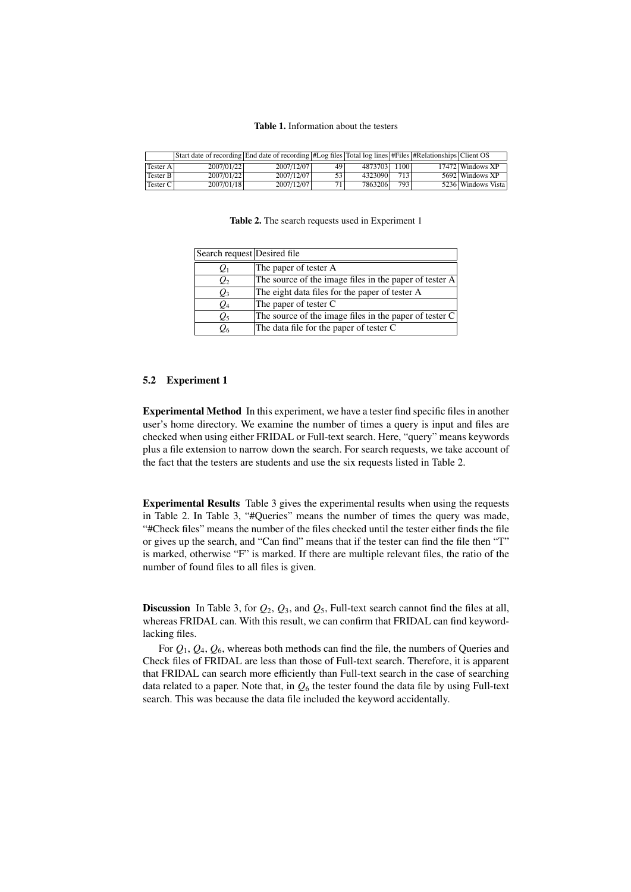**Table 1.** Information about the testers

| | Start date of recording | End date of recording | #Log files | Total log lines | #Files | #Relationships | Client OS |
|---|---|---|---|---|---|---|---|
| Tester A | 2007/01/22 | 2007/12/07 | 49 | 4873703 | 1100 | 17472 | Windows XP |
| Tester B | 2007/01/22 | 2007/12/07 | 53 | 4323090 | 713 | 5692 | Windows XP |
| Tester C | 2007/01/18 | 2007/12/07 | 71 | 7863206 | 793 | 5236 | Windows Vista |

**Table 2.** The search requests used in Experiment 1

| Search request | Desired file |
|---|---|
| $Q_1$ | The paper of tester A |
| $Q_2$ | The source of the image files in the paper of tester A |
| $Q_3$ | The eight data files for the paper of tester A |
| $Q_4$ | The paper of tester C |
| $Q_5$ | The source of the image files in the paper of tester C |
| $Q_6$ | The data file for the paper of tester C |

### 5.2 Experiment 1

**Experimental Method** In this experiment, we have a tester find specific files in another user's home directory. We examine the number of times a query is input and files are checked when using either FRIDAL or Full-text search. Here, "query" means keywords plus a file extension to narrow down the search. For search requests, we take account of the fact that the testers are students and use the six requests listed in Table 2.

**Experimental Results** Table 3 gives the experimental results when using the requests in Table 2. In Table 3, "#Queries" means the number of times the query was made, "#Check files" means the number of the files checked until the tester either finds the file or gives up the search, and "Can find" means that if the tester can find the file then "T" is marked, otherwise "F" is marked. If there are multiple relevant files, the ratio of the number of found files to all files is given.

**Discussion** In Table 3, for $Q_2$, $Q_3$, and $Q_5$, Full-text search cannot find the files at all, whereas FRIDAL can. With this result, we can confirm that FRIDAL can find keyword-lacking files.

For $Q_1$, $Q_4$, $Q_6$, whereas both methods can find the file, the numbers of Queries and Check files of FRIDAL are less than those of Full-text search. Therefore, it is apparent that FRIDAL can search more efficiently than Full-text search in the case of searching data related to a paper. Note that, in $Q_6$ the tester found the data file by using Full-text search. This was because the data file included the keyword accidentally.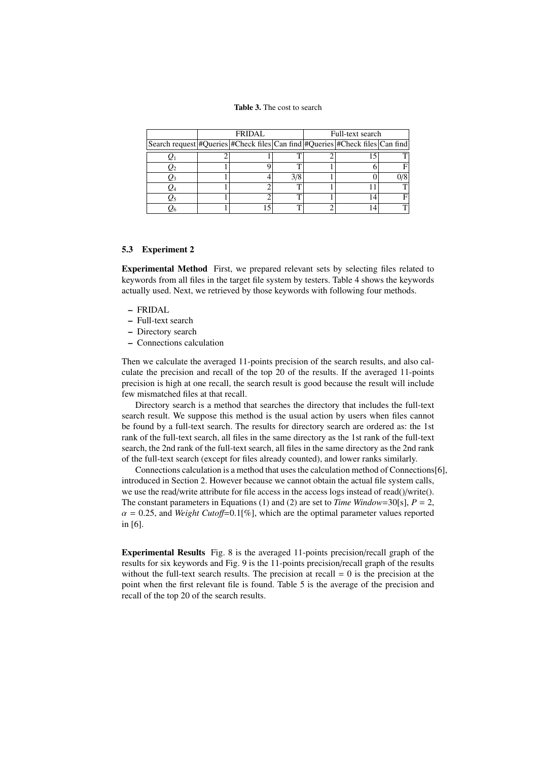**Table 3.** The cost to search

| | FRIDAL | | | Full-text search | | |
|---|---|---|---|---|---|---|
| Search request | #Queries | #Check files | Can find | #Queries | #Check files | Can find |
| $Q_1$ | 2 | 1 | T | 2 | 15 | T |
| $Q_2$ | 1 | 9 | T | 1 | 6 | F |
| $Q_3$ | 1 | 4 | 3/8 | 1 | 0 | 0/8 |
| $Q_4$ | 1 | 2 | T | 1 | 11 | T |
| $Q_5$ | 1 | 2 | T | 1 | 14 | F |
| $Q_6$ | 1 | 15 | T | 2 | 14 | T |

### 5.3 Experiment 2

**Experimental Method** First, we prepared relevant sets by selecting files related to keywords from all files in the target file system by testers. Table 4 shows the keywords actually used. Next, we retrieved by those keywords with following four methods.

- FRIDAL
- Full-text search
- Directory search
- Connections calculation

Then we calculate the averaged 11-points precision of the search results, and also calculate the precision and recall of the top 20 of the results. If the averaged 11-points precision is high at one recall, the search result is good because the result will include few mismatched files at that recall.

Directory search is a method that searches the directory that includes the full-text search result. We suppose this method is the usual action by users when files cannot be found by a full-text search. The results for directory search are ordered as: the 1st rank of the full-text search, all files in the same directory as the 1st rank of the full-text search, the 2nd rank of the full-text search, all files in the same directory as the 2nd rank of the full-text search (except for files already counted), and lower ranks similarly.

Connections calculation is a method that uses the calculation method of Connections[6], introduced in Section 2. However because we cannot obtain the actual file system calls, we use the read/write attribute for file access in the access logs instead of read()/write(). The constant parameters in Equations (1) and (2) are set to *Time Window*=30[s], $P = 2$, $\alpha = 0.25$, and *Weight Cutoff*=0.1[%], which are the optimal parameter values reported in [6].

**Experimental Results** Fig. 8 is the averaged 11-points precision/recall graph of the results for six keywords and Fig. 9 is the 11-points precision/recall graph of the results without the full-text search results. The precision at recall = 0 is the precision at the point when the first relevant file is found. Table 5 is the average of the precision and recall of the top 20 of the search results.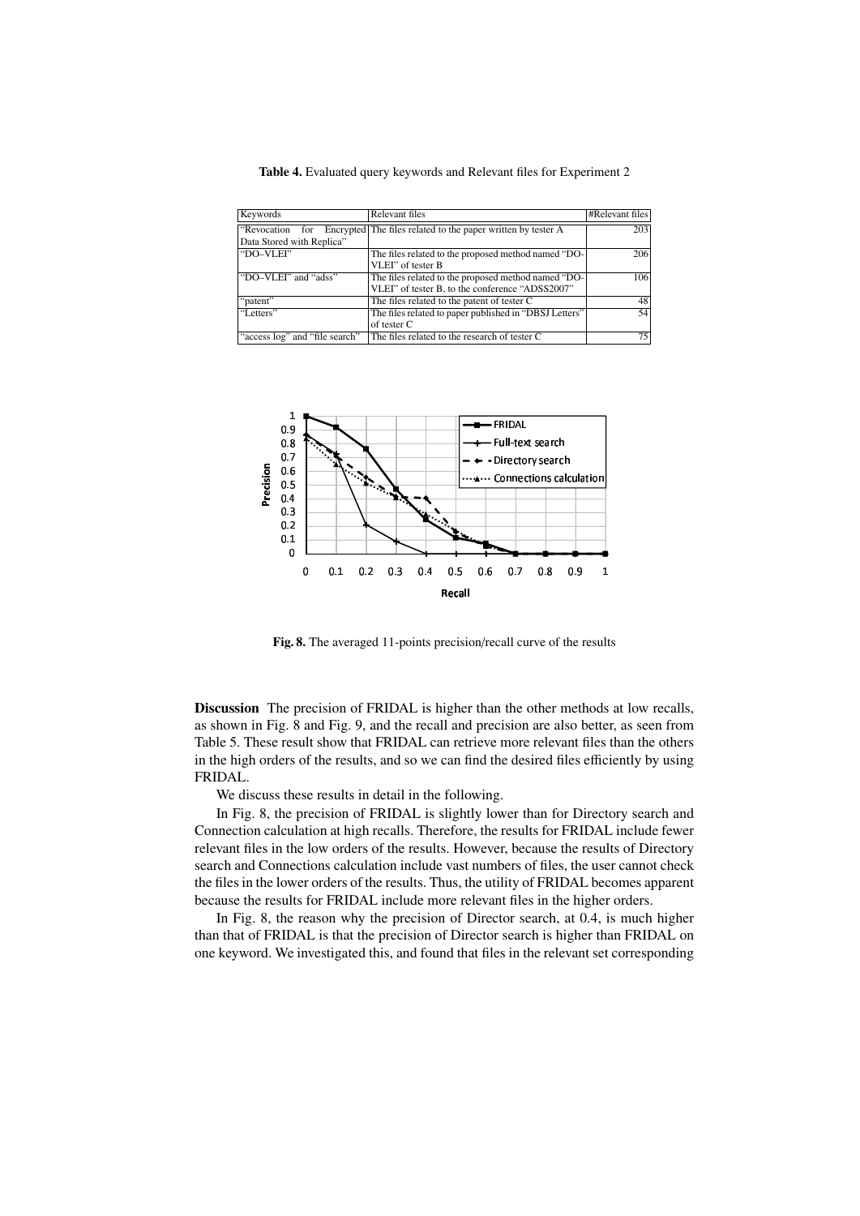**Table 4.** Evaluated query keywords and Relevant files for Experiment 2

| Keywords | Relevant files | #Relevant files |
|---|---|---|
| "Revocation for Encrypted Data Stored with Replica" | The files related to the paper written by tester A | 203 |
| "DO–VLEI" | The files related to the proposed method named "DO-VLEI" of tester B | 206 |
| "DO–VLEI" and "adss" | The files related to the proposed method named "DO-VLEI" of tester B, to the conference "ADSS2007" | 106 |
| "patent" | The files related to the patent of tester C | 48 |
| "Letters" | The files related to paper published in "DBSJ Letters" of tester C | 54 |
| "access log" and "file search" | The files related to the research of tester C | 75 |

**Fig. 8.** The averaged 11-points precision/recall curve of the results

**Discussion** The precision of FRIDAL is higher than the other methods at low recalls, as shown in Fig. 8 and Fig. 9, and the recall and precision are also better, as seen from Table 5. These result show that FRIDAL can retrieve more relevant files than the others in the high orders of the results, and so we can find the desired files efficiently by using FRIDAL.

We discuss these results in detail in the following.

In Fig. 8, the precision of FRIDAL is slightly lower than for Directory search and Connection calculation at high recalls. Therefore, the results for FRIDAL include fewer relevant files in the low orders of the results. However, because the results of Directory search and Connections calculation include vast numbers of files, the user cannot check the files in the lower orders of the results. Thus, the utility of FRIDAL becomes apparent because the results for FRIDAL include more relevant files in the higher orders.

In Fig. 8, the reason why the precision of Director search, at 0.4, is much higher than that of FRIDAL is that the precision of Director search is higher than FRIDAL on one keyword. We investigated this, and found that files in the relevant set corresponding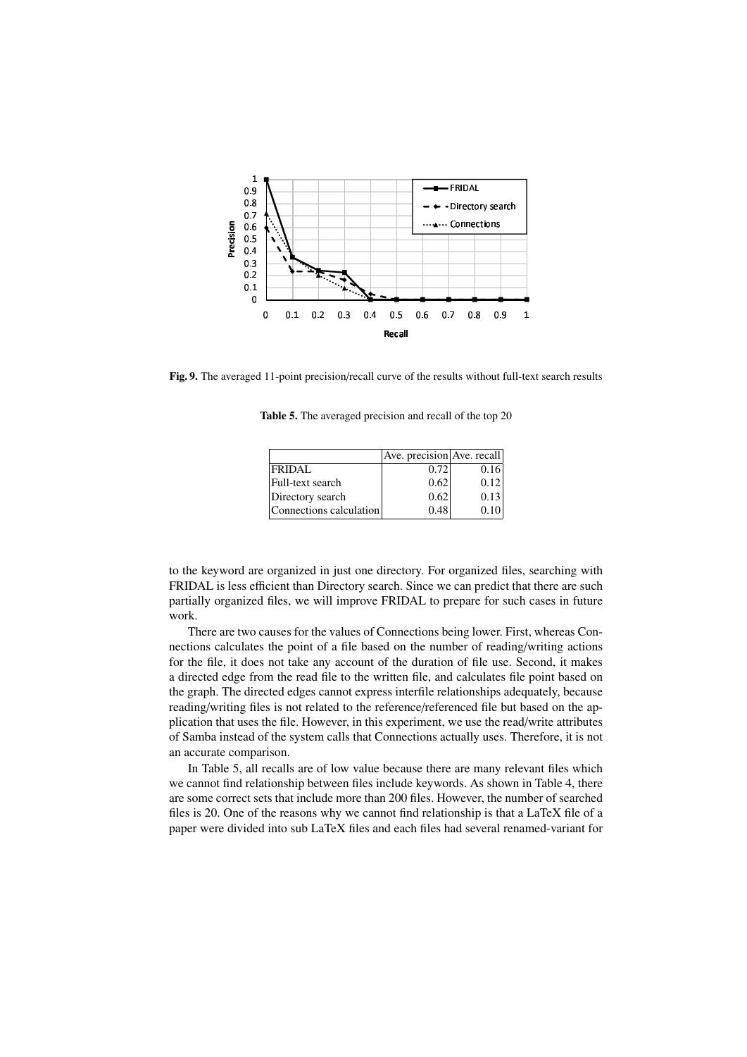**Fig. 9.** The averaged 11-point precision/recall curve of the results without full-text search results

**Table 5.** The averaged precision and recall of the top 20

| | Ave. precision | Ave. recall |
|---|---|---|
| FRIDAL | 0.72 | 0.16 |
| Full-text search | 0.62 | 0.12 |
| Directory search | 0.62 | 0.13 |
| Connections calculation | 0.48 | 0.10 |

to the keyword are organized in just one directory. For organized files, searching with FRIDAL is less efficient than Directory search. Since we can predict that there are such partially organized files, we will improve FRIDAL to prepare for such cases in future work.

There are two causes for the values of Connections being lower. First, whereas Connections calculates the point of a file based on the number of reading/writing actions for the file, it does not take any account of the duration of file use. Second, it makes a directed edge from the read file to the written file, and calculates file point based on the graph. The directed edges cannot express interfile relationships adequately, because reading/writing files is not related to the reference/referenced file but based on the application that uses the file. However, in this experiment, we use the read/write attributes of Samba instead of the system calls that Connections actually uses. Therefore, it is not an accurate comparison.

In Table 5, all recalls are of low value because there are many relevant files which we cannot find relationship between files include keywords. As shown in Table 4, there are some correct sets that include more than 200 files. However, the number of searched files is 20. One of the reasons why we cannot find relationship is that a LaTeX file of a paper were divided into sub LaTeX files and each files had several renamed-variant for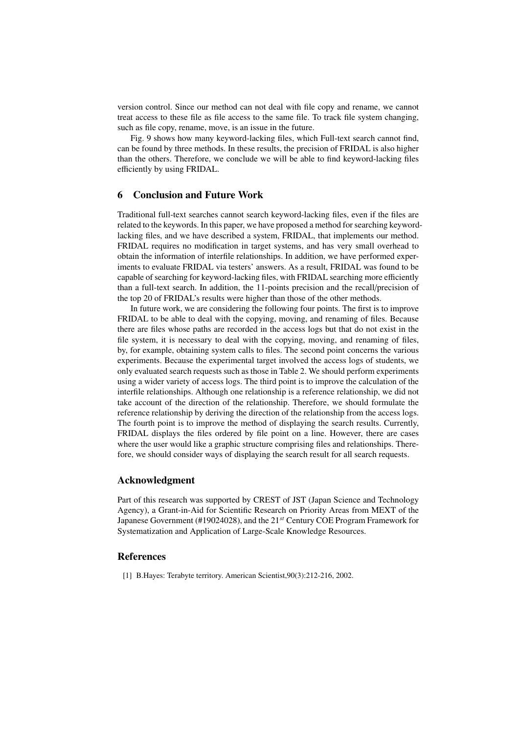version control. Since our method can not deal with file copy and rename, we cannot treat access to these file as file access to the same file. To track file system changing, such as file copy, rename, move, is an issue in the future.

Fig. 9 shows how many keyword-lacking files, which Full-text search cannot find, can be found by three methods. In these results, the precision of FRIDAL is also higher than the others. Therefore, we conclude we will be able to find keyword-lacking files efficiently by using FRIDAL.

## 6 Conclusion and Future Work

Traditional full-text searches cannot search keyword-lacking files, even if the files are related to the keywords. In this paper, we have proposed a method for searching keyword-lacking files, and we have described a system, FRIDAL, that implements our method. FRIDAL requires no modification in target systems, and has very small overhead to obtain the information of interfile relationships. In addition, we have performed experiments to evaluate FRIDAL via testers' answers. As a result, FRIDAL was found to be capable of searching for keyword-lacking files, with FRIDAL searching more efficiently than a full-text search. In addition, the 11-points precision and the recall/precision of the top 20 of FRIDAL's results were higher than those of the other methods.

In future work, we are considering the following four points. The first is to improve FRIDAL to be able to deal with the copying, moving, and renaming of files. Because there are files whose paths are recorded in the access logs but that do not exist in the file system, it is necessary to deal with the copying, moving, and renaming of files, by, for example, obtaining system calls to files. The second point concerns the various experiments. Because the experimental target involved the access logs of students, we only evaluated search requests such as those in Table 2. We should perform experiments using a wider variety of access logs. The third point is to improve the calculation of the interfile relationships. Although one relationship is a reference relationship, we did not take account of the direction of the relationship. Therefore, we should formulate the reference relationship by deriving the direction of the relationship from the access logs. The fourth point is to improve the method of displaying the search results. Currently, FRIDAL displays the files ordered by file point on a line. However, there are cases where the user would like a graphic structure comprising files and relationships. Therefore, we should consider ways of displaying the search result for all search requests.

## Acknowledgment

Part of this research was supported by CREST of JST (Japan Science and Technology Agency), a Grant-in-Aid for Scientific Research on Priority Areas from MEXT of the Japanese Government (#19024028), and the 21$^{st}$ Century COE Program Framework for Systematization and Application of Large-Scale Knowledge Resources.

## References

[1] B.Hayes: Terabyte territory. American Scientist,90(3):212-216, 2002.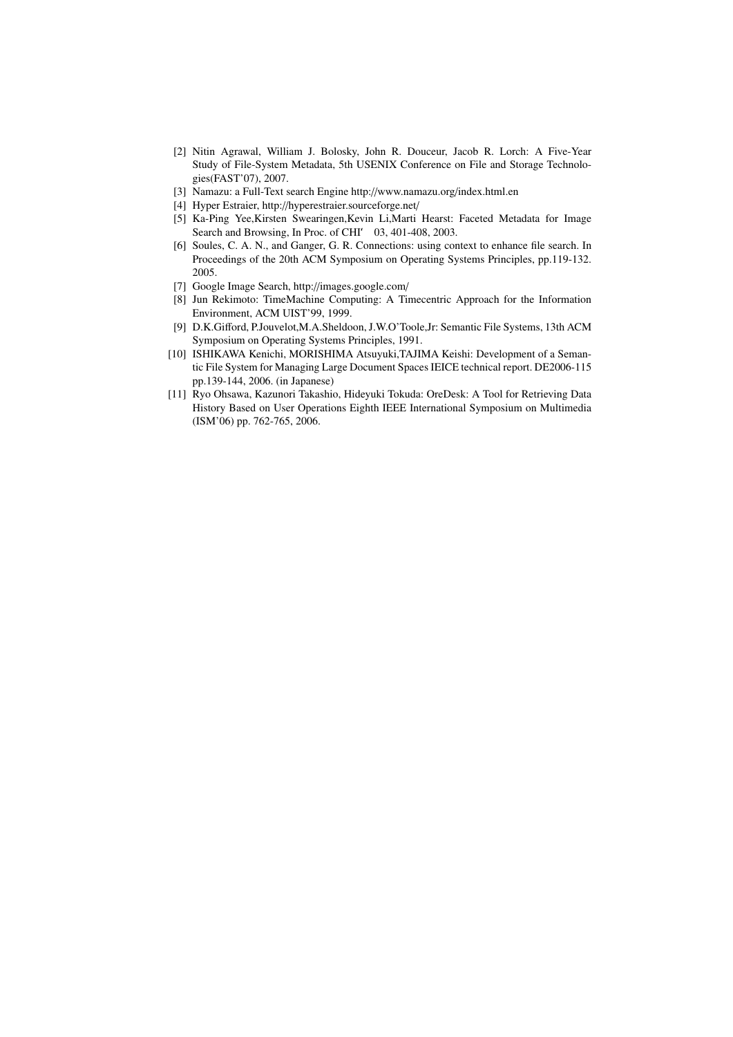[2] Nitin Agrawal, William J. Bolosky, John R. Douceur, Jacob R. Lorch: A Five-Year Study of File-System Metadata, 5th USENIX Conference on File and Storage Technologies(FAST'07), 2007.

[3] Namazu: a Full-Text search Engine http://www.namazu.org/index.html.en

[4] Hyper Estraier, http://hyperestraier.sourceforge.net/

[5] Ka-Ping Yee,Kirsten Swearingen,Kevin Li,Marti Hearst: Faceted Metadata for Image Search and Browsing, In Proc. of CHI' 03, 401-408, 2003.

[6] Soules, C. A. N., and Ganger, G. R. Connections: using context to enhance file search. In Proceedings of the 20th ACM Symposium on Operating Systems Principles, pp.119-132. 2005.

[7] Google Image Search, http://images.google.com/

[8] Jun Rekimoto: TimeMachine Computing: A Timecentric Approach for the Information Environment, ACM UIST'99, 1999.

[9] D.K.Gifford, P.Jouvelot,M.A.Sheldoon, J.W.O'Toole,Jr: Semantic File Systems, 13th ACM Symposium on Operating Systems Principles, 1991.

[10] ISHIKAWA Kenichi, MORISHIMA Atsuyuki,TAJIMA Keishi: Development of a Semantic File System for Managing Large Document Spaces IEICE technical report. DE2006-115 pp.139-144, 2006. (in Japanese)

[11] Ryo Ohsawa, Kazunori Takashio, Hideyuki Tokuda: OreDesk: A Tool for Retrieving Data History Based on User Operations Eighth IEEE International Symposium on Multimedia (ISM'06) pp. 762-765, 2006.